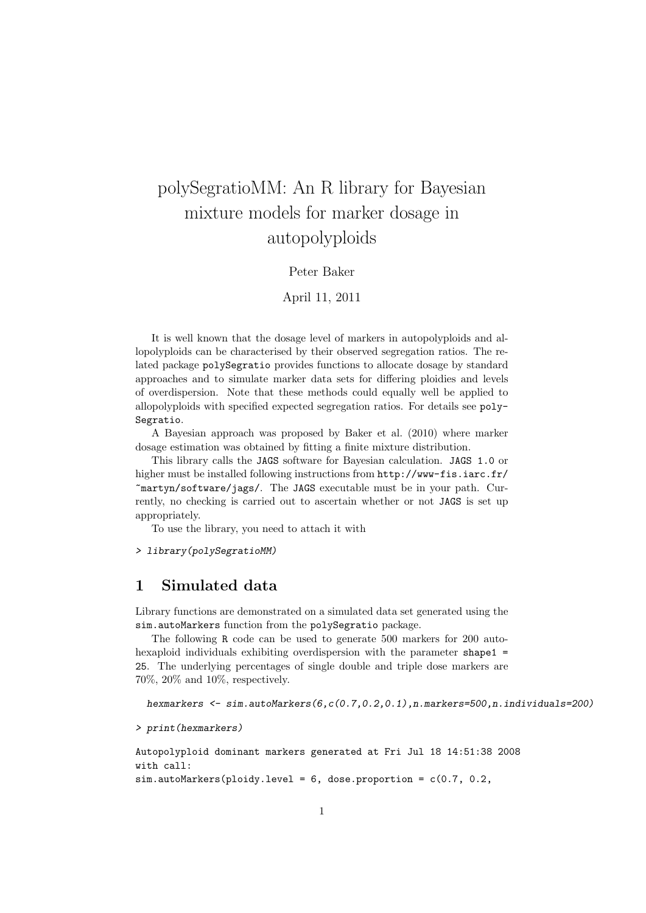# polySegratioMM: An R library for Bayesian mixture models for marker dosage in autopolyploids

Peter Baker

April 11, 2011

It is well known that the dosage level of markers in autopolyploids and allopolyploids can be characterised by their observed segregation ratios. The related package `polySegratio` provides functions to allocate dosage by standard approaches and to simulate marker data sets for differing ploidies and levels of overdispersion. Note that these methods could equally well be applied to allopolyploids with specified expected segregation ratios. For details see `polySegratio`.

A Bayesian approach was proposed by Baker et al. (2010) where marker dosage estimation was obtained by fitting a finite mixture distribution.

This library calls the `JAGS` software for Bayesian calculation. `JAGS 1.0` or higher must be installed following instructions from `http://www-fis.iarc.fr/~martyn/software/jags/`. The `JAGS` executable must be in your path. Currently, no checking is carried out to ascertain whether or not `JAGS` is set up appropriately.

To use the library, you need to attach it with

```
> library(polySegratioMM)
```

## 1 Simulated data

Library functions are demonstrated on a simulated data set generated using the `sim.autoMarkers` function from the `polySegratio` package.

The following `R` code can be used to generate 500 markers for 200 autohexaploid individuals exhibiting overdispersion with the parameter `shape1 = 25`. The underlying percentages of single double and triple dose markers are 70%, 20% and 10%, respectively.

```
  hexmarkers <- sim.autoMarkers(6,c(0.7,0.2,0.1),n.markers=500,n.individuals=200)
```

```
> print(hexmarkers)

Autopolyploid dominant markers generated at Fri Jul 18 14:51:38 2008
with call:
sim.autoMarkers(ploidy.level = 6, dose.proportion = c(0.7, 0.2,
```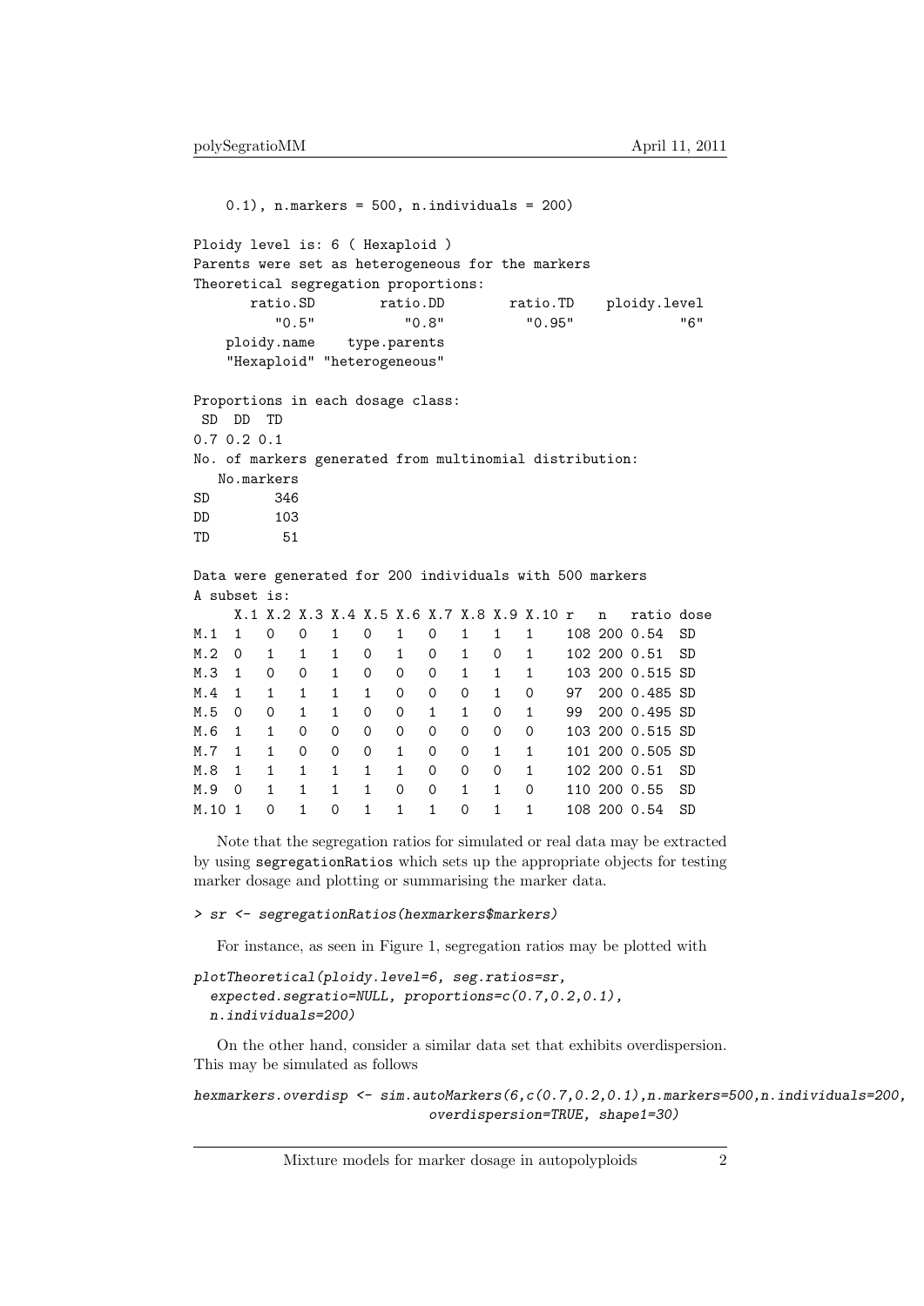```
    0.1), n.markers = 500, n.individuals = 200)

Ploidy level is: 6 ( Hexaploid )
Parents were set as heterogeneous for the markers
Theoretical segregation proportions:
       ratio.SD        ratio.DD        ratio.TD    ploidy.level
          "0.5"           "0.8"          "0.95"             "6"
    ploidy.name    type.parents
    "Hexaploid" "heterogeneous"

Proportions in each dosage class:
 SD  DD  TD
0.7 0.2 0.1
No. of markers generated from multinomial distribution:
   No.markers
SD        346
DD        103
TD         51

Data were generated for 200 individuals with 500 markers
A subset is:
     X.1 X.2 X.3 X.4 X.5 X.6 X.7 X.8 X.9 X.10 r   n   ratio dose
M.1  1   0   0   1   0   1   0   1   1   1    108 200 0.54  SD
M.2  0   1   1   1   0   1   0   1   0   1    102 200 0.51  SD
M.3  1   0   0   1   0   0   0   1   1   1    103 200 0.515 SD
M.4  1   1   1   1   1   0   0   0   1   0    97  200 0.485 SD
M.5  0   0   1   1   0   0   1   1   0   1    99  200 0.495 SD
M.6  1   1   0   0   0   0   0   0   0   0    103 200 0.515 SD
M.7  1   1   0   0   0   1   0   0   1   1    101 200 0.505 SD
M.8  1   1   1   1   1   1   0   0   0   1    102 200 0.51  SD
M.9  0   1   1   1   1   0   0   1   1   0    110 200 0.55  SD
M.10 1   0   1   0   1   1   1   0   1   1    108 200 0.54  SD
```

Note that the segregation ratios for simulated or real data may be extracted by using `segregationRatios` which sets up the appropriate objects for testing marker dosage and plotting or summarising the marker data.

```
> sr <- segregationRatios(hexmarkers$markers)
```

For instance, as seen in Figure 1, segregation ratios may be plotted with

```
plotTheoretical(ploidy.level=6, seg.ratios=sr,
  expected.segratio=NULL, proportions=c(0.7,0.2,0.1),
  n.individuals=200)
```

On the other hand, consider a similar data set that exhibits overdispersion. This may be simulated as follows

```
hexmarkers.overdisp <- sim.autoMarkers(6,c(0.7,0.2,0.1),n.markers=500,n.individuals=200,
                              overdispersion=TRUE, shape1=30)
```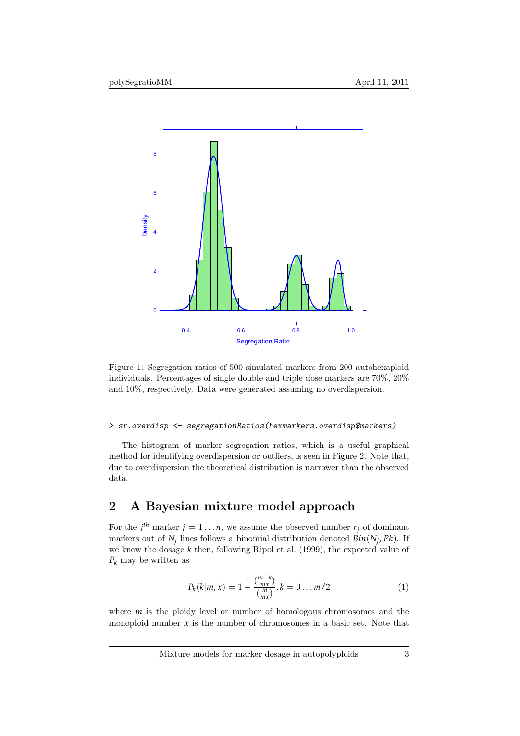Figure 1: Segregation ratios of 500 simulated markers from 200 autohexaploid individuals. Percentages of single double and triple dose markers are 70%, 20% and 10%, respectively. Data were generated assuming no overdispersion.

```
> sr.overdisp <- segregationRatios(hexmarkers.overdisp$markers)
```

The histogram of marker segregation ratios, which is a useful graphical method for identifying overdispersion or outliers, is seen in Figure 2. Note that, due to overdispersion the theoretical distribution is narrower than the observed data.

## 2 A Bayesian mixture model approach

For the $j^{th}$ marker $j = 1 \ldots n$, we assume the observed number $r_j$ of dominant markers out of $N_j$ lines follows a binomial distribution denoted $Bin(N_j, Pk)$. If we knew the dosage $k$ then, following Ripol et al. (1999), the expected value of $P_k$ may be written as

$$P_k(k|m, x) = 1 - \frac{\binom{m-k}{mx}}{\binom{m}{mx}}, k = 0 \ldots m/2 \qquad (1)$$

where $m$ is the ploidy level or number of homologous chromosomes and the monoploid number $x$ is the number of chromosomes in a basic set. Note that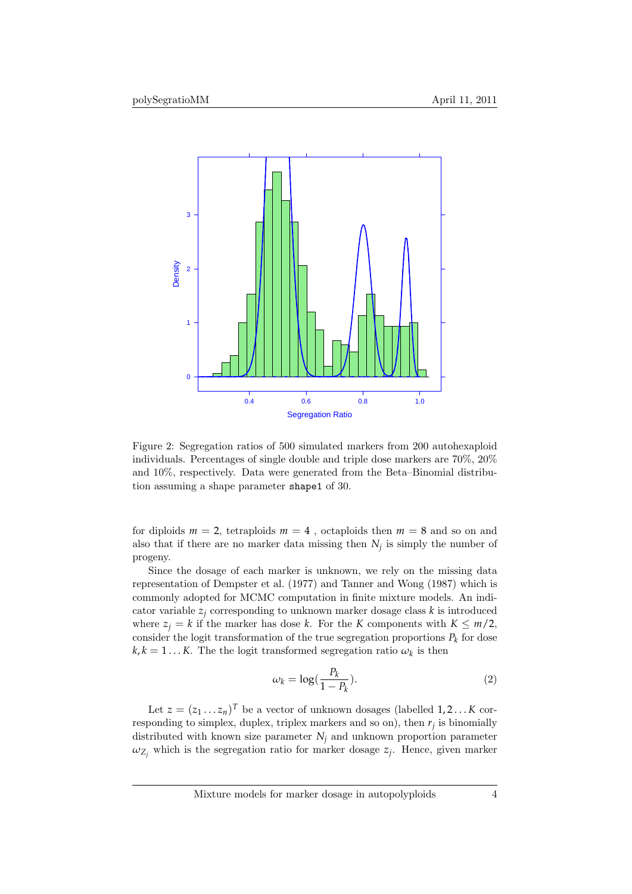Figure 2: Segregation ratios of 500 simulated markers from 200 autohexaploid individuals. Percentages of single double and triple dose markers are 70%, 20% and 10%, respectively. Data were generated from the Beta–Binomial distribution assuming a shape parameter `shape1` of 30.

for diploids $m = 2$, tetraploids $m = 4$ , octaploids then $m = 8$ and so on and also that if there are no marker data missing then $N_j$ is simply the number of progeny.

Since the dosage of each marker is unknown, we rely on the missing data representation of Dempster et al. (1977) and Tanner and Wong (1987) which is commonly adopted for MCMC computation in finite mixture models. An indicator variable $z_j$ corresponding to unknown marker dosage class $k$ is introduced where $z_j = k$ if the marker has dose $k$. For the $K$ components with $K \leq m/2$, consider the logit transformation of the true segregation proportions $P_k$ for dose $k, k = 1 \ldots K$. The the logit transformed segregation ratio $\omega_k$ is then

$$\omega_k = \log(\frac{P_k}{1 - P_k}). \tag{2}$$

Let $z = (z_1 \ldots z_n)^T$ be a vector of unknown dosages (labelled $1, 2 \ldots K$ corresponding to simplex, duplex, triplex markers and so on), then $r_j$ is binomially distributed with known size parameter $N_j$ and unknown proportion parameter $\omega_{Z_j}$ which is the segregation ratio for marker dosage $z_j$. Hence, given marker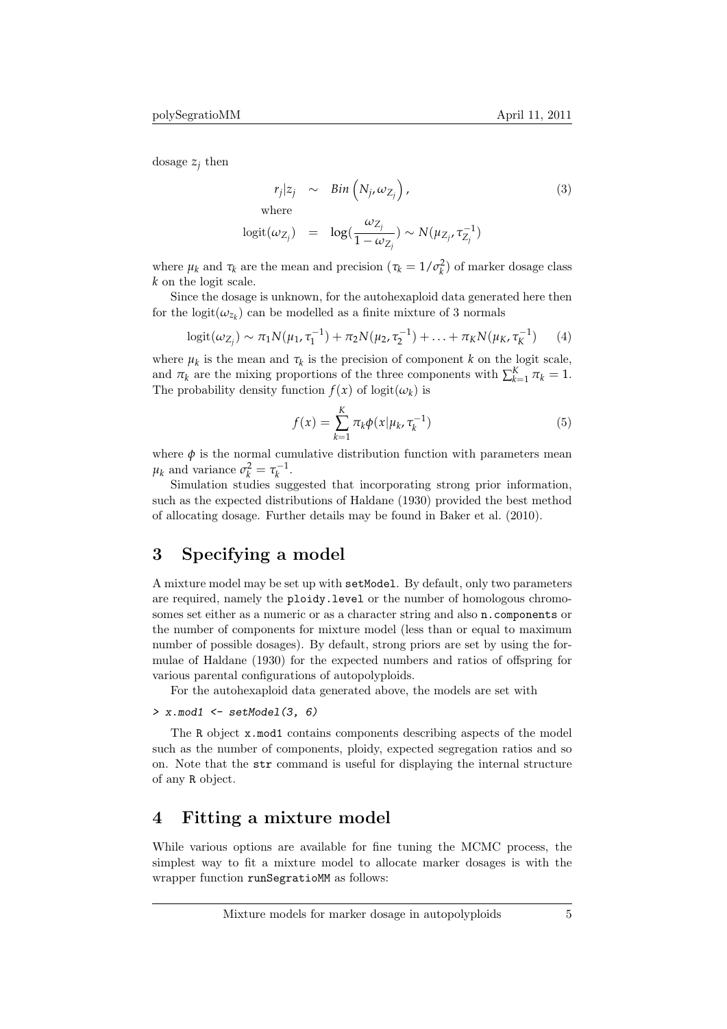dosage $z_j$ then

$$
\begin{aligned}
r_j | z_j &\sim Bin\left(N_j, \omega_{Z_j}\right), \qquad (3) \\
\text{where} & \\
\text{logit}(\omega_{Z_j}) &= \log(\frac{\omega_{Z_j}}{1-\omega_{Z_j}}) \sim N(\mu_{Z_j}, \tau_{Z_j}^{-1})
\end{aligned}
$$

where $\mu_k$ and $\tau_k$ are the mean and precision ($\tau_k = 1/\sigma_k^2$) of marker dosage class $k$ on the logit scale.

Since the dosage is unknown, for the autohexaploid data generated here then for the $\text{logit}(\omega_{z_k})$ can be modelled as a finite mixture of 3 normals

$$
\text{logit}(\omega_{Z_j}) \sim \pi_1 N(\mu_1, \tau_1^{-1}) + \pi_2 N(\mu_2, \tau_2^{-1}) + \ldots + \pi_K N(\mu_K, \tau_K^{-1}) \qquad (4)
$$

where $\mu_k$ is the mean and $\tau_k$ is the precision of component $k$ on the logit scale, and $\pi_k$ are the mixing proportions of the three components with $\sum_{k=1}^{K} \pi_k = 1$. The probability density function $f(x)$ of $\text{logit}(\omega_k)$ is

$$
f(x) = \sum_{k=1}^{K} \pi_k \phi(x | \mu_k, \tau_k^{-1}) \qquad (5)
$$

where $\phi$ is the normal cumulative distribution function with parameters mean $\mu_k$ and variance $\sigma_k^2 = \tau_k^{-1}$.

Simulation studies suggested that incorporating strong prior information, such as the expected distributions of Haldane (1930) provided the best method of allocating dosage. Further details may be found in Baker et al. (2010).

# 3 Specifying a model

A mixture model may be set up with setModel. By default, only two parameters are required, namely the ploidy.level or the number of homologous chromosomes set either as a numeric or as a character string and also n.components or the number of components for mixture model (less than or equal to maximum number of possible dosages). By default, strong priors are set by using the formulae of Haldane (1930) for the expected numbers and ratios of offspring for various parental configurations of autopolyploids.

For the autohexaploid data generated above, the models are set with

```
> x.mod1 <- setModel(3, 6)
```

The R object x.mod1 contains components describing aspects of the model such as the number of components, ploidy, expected segregation ratios and so on. Note that the str command is useful for displaying the internal structure of any R object.

# 4 Fitting a mixture model

While various options are available for fine tuning the MCMC process, the simplest way to fit a mixture model to allocate marker dosages is with the wrapper function runSegratioMM as follows: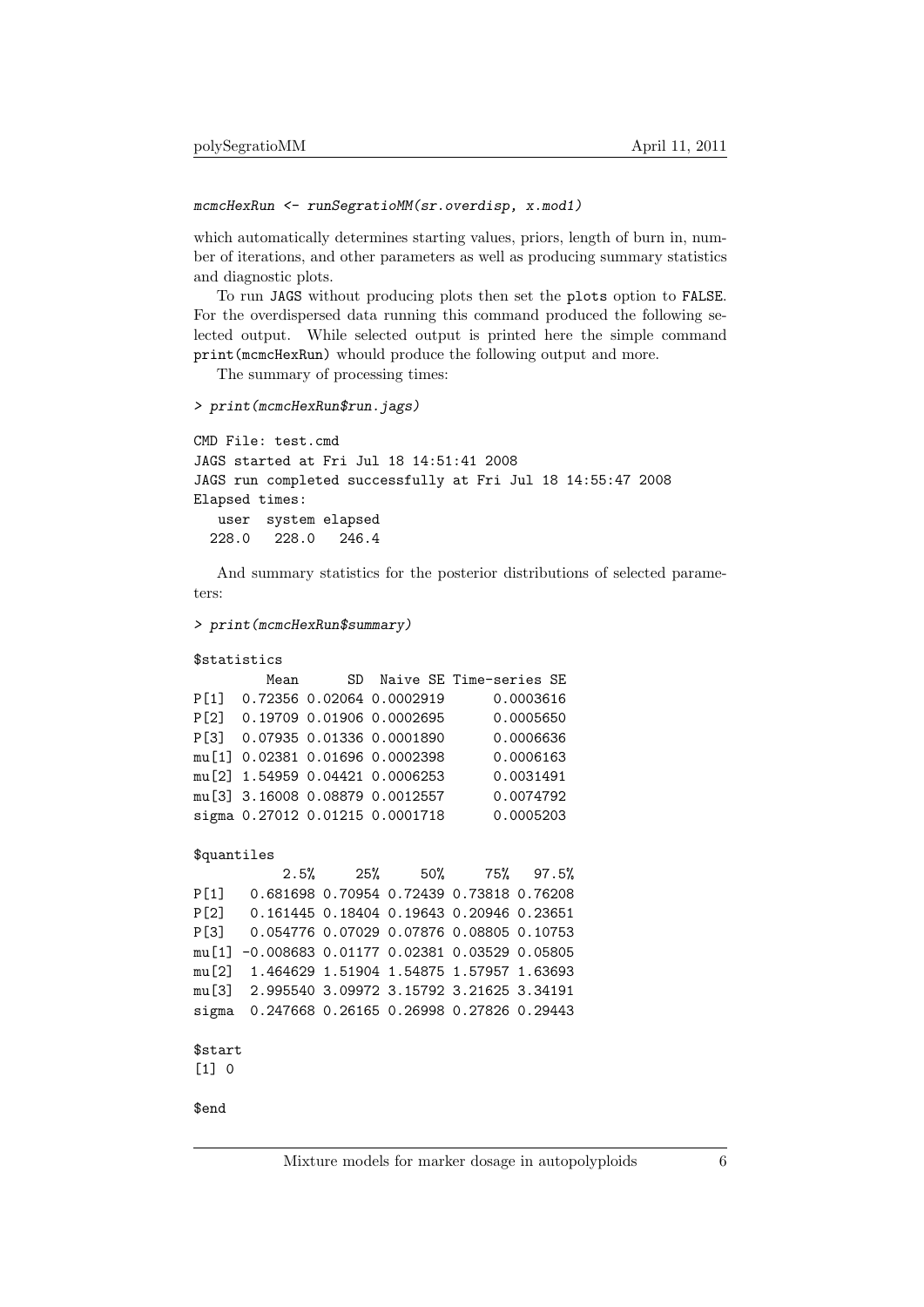```
mcmcHexRun <- runSegratioMM(sr.overdisp, x.mod1)
```

which automatically determines starting values, priors, length of burn in, number of iterations, and other parameters as well as producing summary statistics and diagnostic plots.

To run JAGS without producing plots then set the plots option to FALSE. For the overdispersed data running this command produced the following selected output. While selected output is printed here the simple command print(mcmcHexRun) whould produce the following output and more.

The summary of processing times:

```
> print(mcmcHexRun$run.jags)

CMD File: test.cmd
JAGS started at Fri Jul 18 14:51:41 2008
JAGS run completed successfully at Fri Jul 18 14:55:47 2008
Elapsed times:
   user  system elapsed
  228.0   228.0   246.4
```

And summary statistics for the posterior distributions of selected parameters:

```
> print(mcmcHexRun$summary)

$statistics
         Mean      SD  Naive SE Time-series SE
P[1]  0.72356 0.02064 0.0002919      0.0003616
P[2]  0.19709 0.01906 0.0002695      0.0005650
P[3]  0.07935 0.01336 0.0001890      0.0006636
mu[1] 0.02381 0.01696 0.0002398      0.0006163
mu[2] 1.54959 0.04421 0.0006253      0.0031491
mu[3] 3.16008 0.08879 0.0012557      0.0074792
sigma 0.27012 0.01215 0.0001718      0.0005203

$quantiles
           2.5%     25%     50%     75%   97.5%
P[1]   0.681698 0.70954 0.72439 0.73818 0.76208
P[2]   0.161445 0.18404 0.19643 0.20946 0.23651
P[3]   0.054776 0.07029 0.07876 0.08805 0.10753
mu[1] -0.008683 0.01177 0.02381 0.03529 0.05805
mu[2]  1.464629 1.51904 1.54875 1.57957 1.63693
mu[3]  2.995540 3.09972 3.15792 3.21625 3.34191
sigma  0.247668 0.26165 0.26998 0.27826 0.29443

$start
[1] 0

$end
```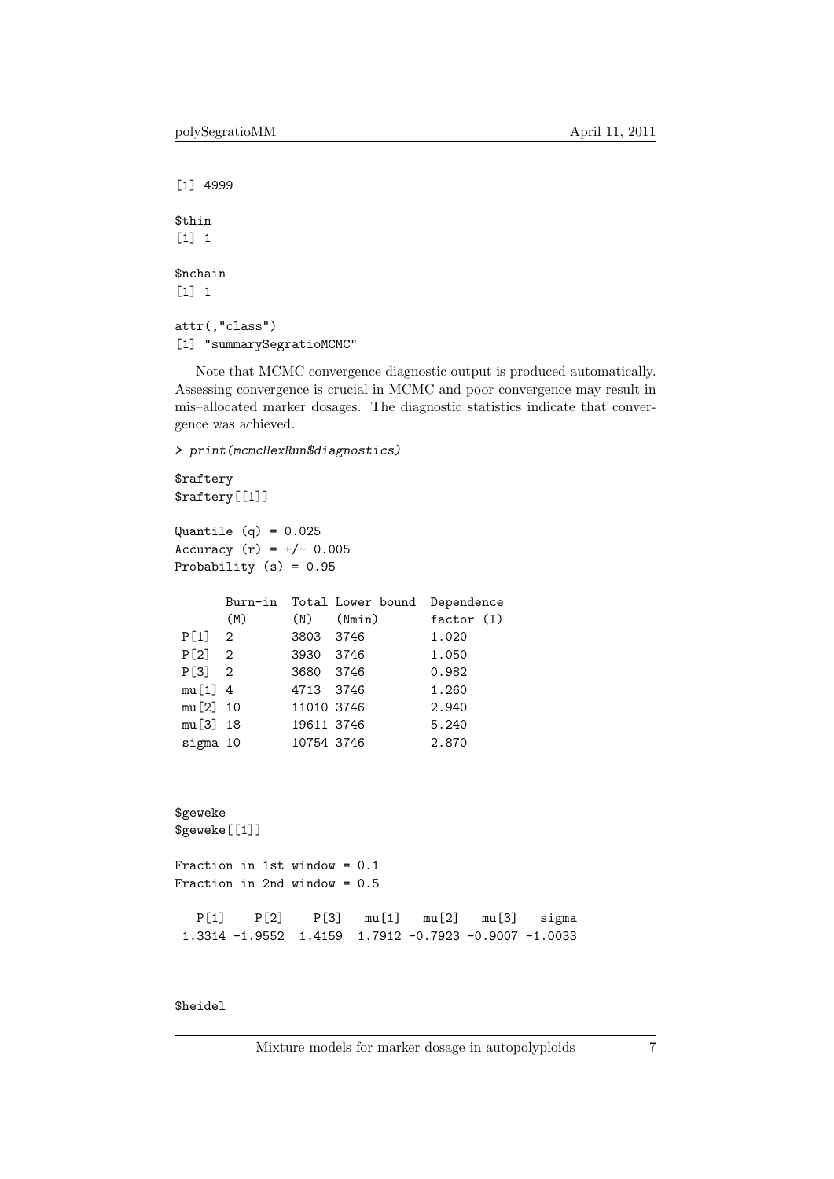```
[1] 4999

$thin
[1] 1

$nchain
[1] 1

attr(,"class")
[1] "summarySegratioMCMC"
```

Note that MCMC convergence diagnostic output is produced automatically. Assessing convergence is crucial in MCMC and poor convergence may result in mis–allocated marker dosages. The diagnostic statistics indicate that convergence was achieved.

```
> print(mcmcHexRun$diagnostics)

$raftery
$raftery[[1]]

Quantile (q) = 0.025
Accuracy (r) = +/- 0.005
Probability (s) = 0.95

       Burn-in  Total Lower bound  Dependence
       (M)      (N)   (Nmin)       factor (I)
 P[1]  2        3803  3746         1.020
 P[2]  2        3930  3746         1.050
 P[3]  2        3680  3746         0.982
 mu[1] 4        4713  3746         1.260
 mu[2] 10       11010 3746         2.940
 mu[3] 18       19611 3746         5.240
 sigma 10       10754 3746         2.870



$geweke
$geweke[[1]]

Fraction in 1st window = 0.1
Fraction in 2nd window = 0.5

   P[1]    P[2]    P[3]   mu[1]   mu[2]   mu[3]   sigma
 1.3314 -1.9552  1.4159  1.7912 -0.7923 -0.9007 -1.0033



$heidel
```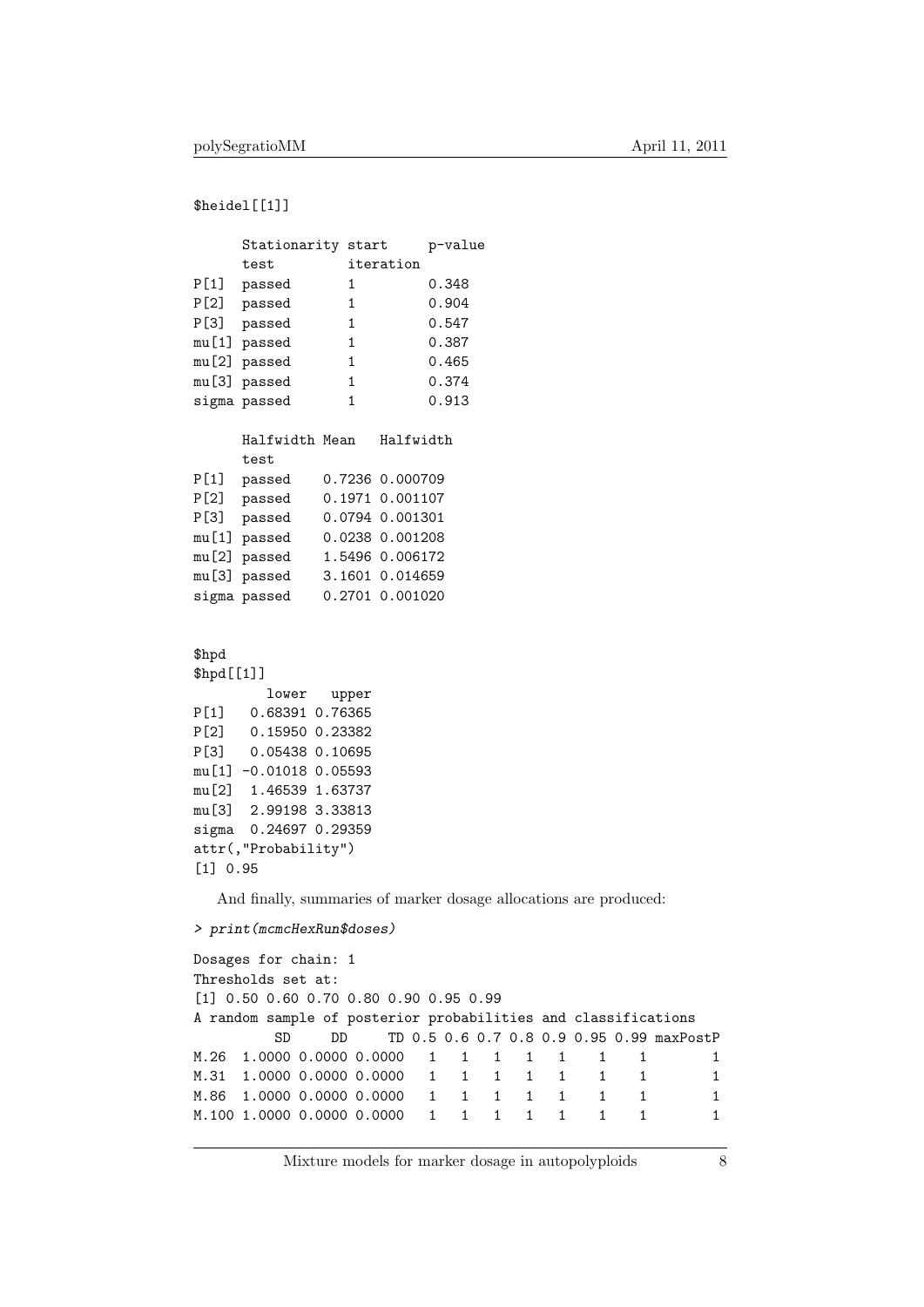```
$heidel[[1]]

      Stationarity start     p-value
      test         iteration
P[1]  passed       1         0.348
P[2]  passed       1         0.904
P[3]  passed       1         0.547
mu[1] passed       1         0.387
mu[2] passed       1         0.465
mu[3] passed       1         0.374
sigma passed       1         0.913

      Halfwidth Mean   Halfwidth
      test
P[1]  passed    0.7236 0.000709
P[2]  passed    0.1971 0.001107
P[3]  passed    0.0794 0.001301
mu[1] passed    0.0238 0.001208
mu[2] passed    1.5496 0.006172
mu[3] passed    3.1601 0.014659
sigma passed    0.2701 0.001020


$hpd
$hpd[[1]]
         lower   upper
P[1]   0.68391 0.76365
P[2]   0.15950 0.23382
P[3]   0.05438 0.10695
mu[1] -0.01018 0.05593
mu[2]  1.46539 1.63737
mu[3]  2.99198 3.33813
sigma  0.24697 0.29359
attr(,"Probability")
[1] 0.95
```

And finally, summaries of marker dosage allocations are produced:

```
> print(mcmcHexRun$doses)

Dosages for chain: 1
Thresholds set at:
[1] 0.50 0.60 0.70 0.80 0.90 0.95 0.99
A random sample of posterior probabilities and classifications
          SD     DD     TD 0.5 0.6 0.7 0.8 0.9 0.95 0.99 maxPostP
M.26  1.0000 0.0000 0.0000   1   1   1   1   1    1    1        1
M.31  1.0000 0.0000 0.0000   1   1   1   1   1    1    1        1
M.86  1.0000 0.0000 0.0000   1   1   1   1   1    1    1        1
M.100 1.0000 0.0000 0.0000   1   1   1   1   1    1    1        1
```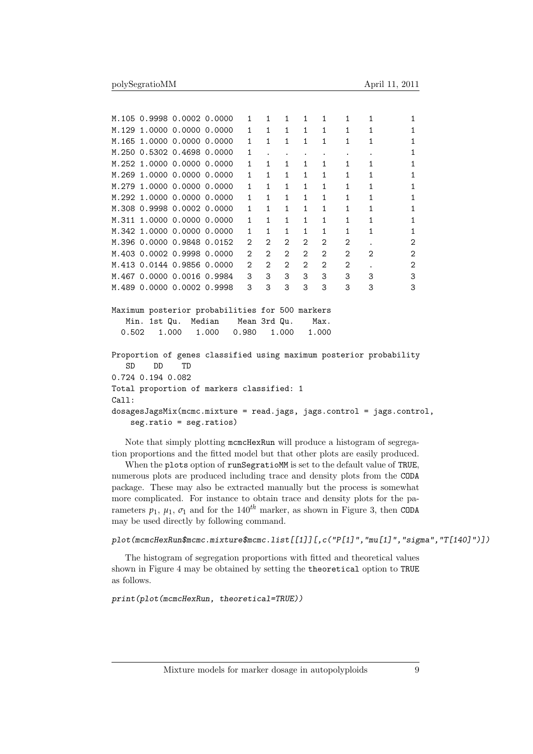```
M.105 0.9998 0.0002 0.0000   1   1   1   1   1    1    1         1
M.129 1.0000 0.0000 0.0000   1   1   1   1   1    1    1         1
M.165 1.0000 0.0000 0.0000   1   1   1   1   1    1    1         1
M.250 0.5302 0.4698 0.0000   1   .   .   .   .    .    .         1
M.252 1.0000 0.0000 0.0000   1   1   1   1   1    1    1         1
M.269 1.0000 0.0000 0.0000   1   1   1   1   1    1    1         1
M.279 1.0000 0.0000 0.0000   1   1   1   1   1    1    1         1
M.292 1.0000 0.0000 0.0000   1   1   1   1   1    1    1         1
M.308 0.9998 0.0002 0.0000   1   1   1   1   1    1    1         1
M.311 1.0000 0.0000 0.0000   1   1   1   1   1    1    1         1
M.342 1.0000 0.0000 0.0000   1   1   1   1   1    1    1         1
M.396 0.0000 0.9848 0.0152   2   2   2   2   2    2    .         2
M.403 0.0002 0.9998 0.0000   2   2   2   2   2    2    2         2
M.413 0.0144 0.9856 0.0000   2   2   2   2   2    2    .         2
M.467 0.0000 0.0016 0.9984   3   3   3   3   3    3    3         3
M.489 0.0000 0.0002 0.9998   3   3   3   3   3    3    3         3

Maximum posterior probabilities for 500 markers
   Min. 1st Qu.  Median    Mean 3rd Qu.    Max.
  0.502   1.000   1.000   0.980   1.000   1.000

Proportion of genes classified using maximum posterior probability
   SD    DD    TD
0.724 0.194 0.082
Total proportion of markers classified: 1
Call:
dosagesJagsMix(mcmc.mixture = read.jags, jags.control = jags.control,
    seg.ratio = seg.ratios)
```

Note that simply plotting `mcmcHexRun` will produce a histogram of segregation proportions and the fitted model but that other plots are easily produced.

When the `plots` option of `runSegratioMM` is set to the default value of `TRUE`, numerous plots are produced including trace and density plots from the `CODA` package. These may also be extracted manually but the process is somewhat more complicated. For instance to obtain trace and density plots for the parameters $p_1$, $\mu_1$, $\sigma_1$ and for the $140^{th}$ marker, as shown in Figure 3, then `CODA` may be used directly by following command.

```
plot(mcmcHexRun$mcmc.mixture$mcmc.list[[1]][,c("P[1]","mu[1]","sigma","T[140]")])
```

The histogram of segregation proportions with fitted and theoretical values shown in Figure 4 may be obtained by setting the `theoretical` option to `TRUE` as follows.

```
print(plot(mcmcHexRun, theoretical=TRUE))
```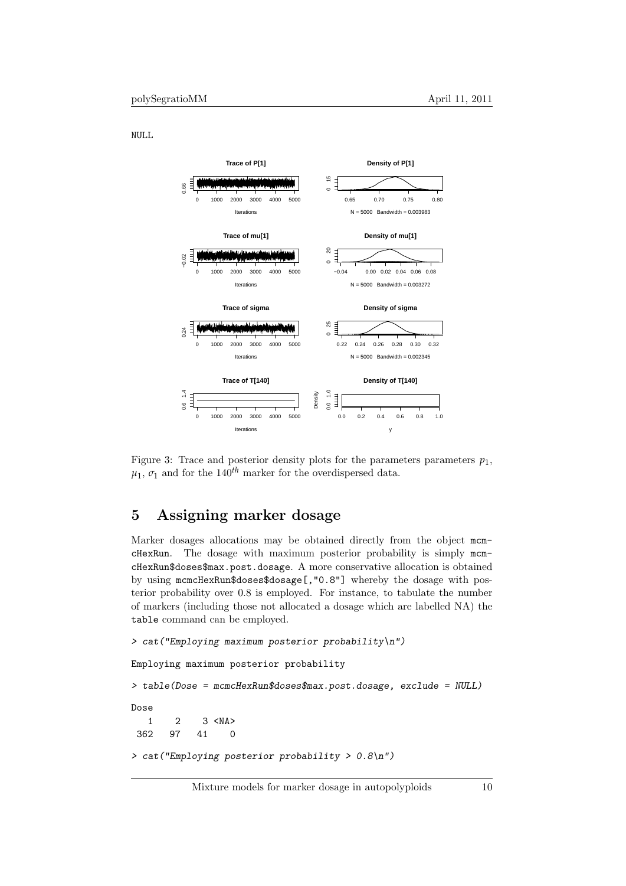```
NULL
```

Figure 3: Trace and posterior density plots for the parameters parameters $p_1$, $\mu_1$, $\sigma_1$ and for the $140^{th}$ marker for the overdispersed data.

# 5 Assigning marker dosage

Marker dosages allocations may be obtained directly from the object mcmcHexRun. The dosage with maximum posterior probability is simply mcmcHexRun$doses$max.post.dosage. A more conservative allocation is obtained by using mcmcHexRun$doses$dosage[,"0.8"] whereby the dosage with posterior probability over 0.8 is employed. For instance, to tabulate the number of markers (including those not allocated a dosage which are labelled NA) the table command can be employed.

```
> cat("Employing maximum posterior probability\n")

Employing maximum posterior probability

> table(Dose = mcmcHexRun$doses$max.post.dosage, exclude = NULL)

Dose
   1    2    3 <NA>
 362   97   41    0

> cat("Employing posterior probability > 0.8\n")
```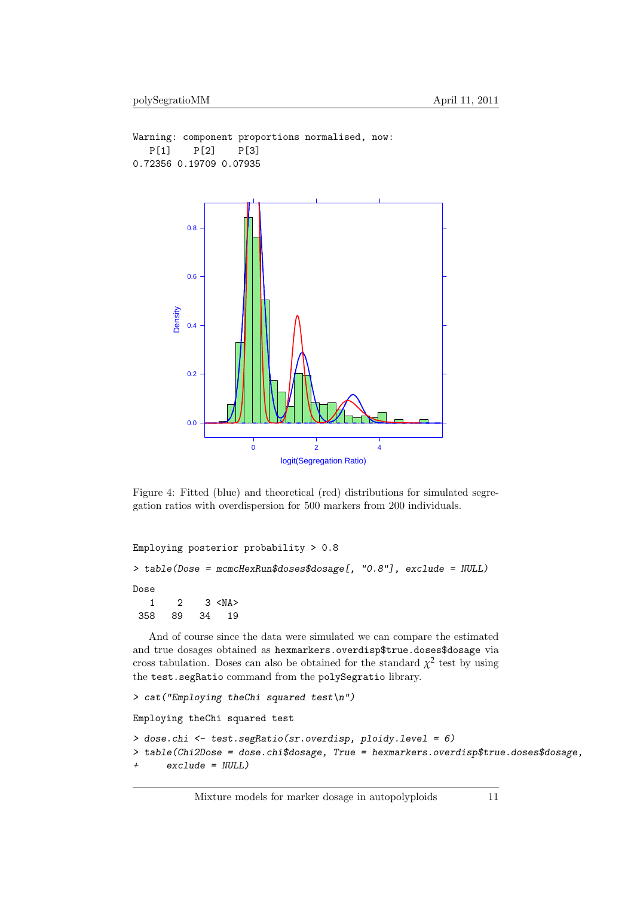```
Warning: component proportions normalised, now:
   P[1]    P[2]    P[3]
0.72356 0.19709 0.07935
```

Figure 4: Fitted (blue) and theoretical (red) distributions for simulated segregation ratios with overdispersion for 500 markers from 200 individuals.

```
Employing posterior probability > 0.8

> table(Dose = mcmcHexRun$doses$dosage[, "0.8"], exclude = NULL)

Dose
   1    2    3 <NA>
 358   89   34   19
```

And of course since the data were simulated we can compare the estimated and true dosages obtained as `hexmarkers.overdisp$true.doses$dosage` via cross tabulation. Doses can also be obtained for the standard $\chi^2$ test by using the `test.segRatio` command from the `polySegratio` library.

```
> cat("Employing theChi squared test\n")

Employing theChi squared test

> dose.chi <- test.segRatio(sr.overdisp, ploidy.level = 6)
> table(Chi2Dose = dose.chi$dosage, True = hexmarkers.overdisp$true.doses$dosage,
+     exclude = NULL)
```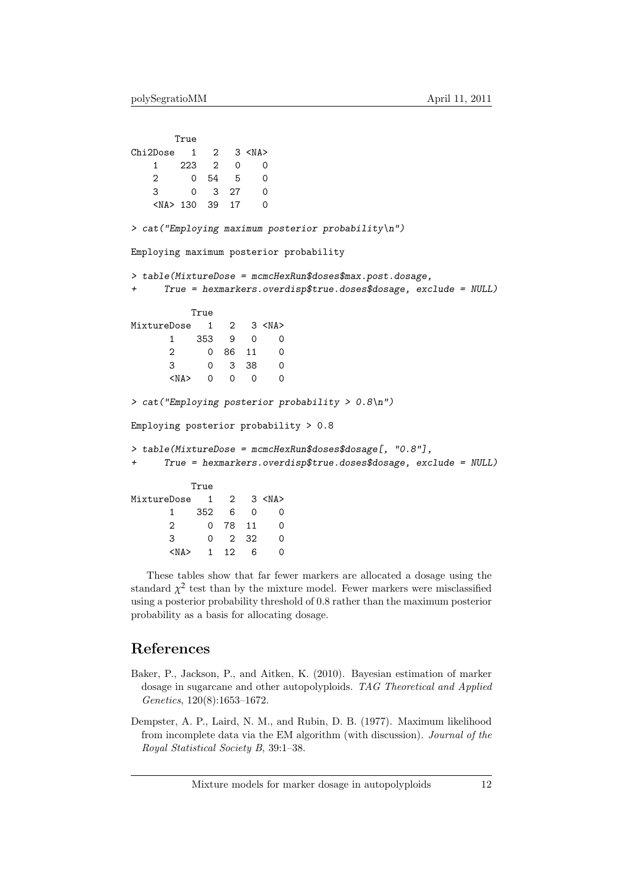```
        True
Chi2Dose   1   2   3 <NA>
    1    223   2   0    0
    2      0  54   5    0
    3      0   3  27    0
    <NA> 130  39  17    0
```

```
> cat("Employing maximum posterior probability\n")
```

```
Employing maximum posterior probability
```

```
> table(MixtureDose = mcmcHexRun$doses$max.post.dosage,
+     True = hexmarkers.overdisp$true.doses$dosage, exclude = NULL)
```

```
           True
MixtureDose   1   2   3 <NA>
       1    353   9   0    0
       2      0  86  11    0
       3      0   3  38    0
       <NA>   0   0   0    0
```

```
> cat("Employing posterior probability > 0.8\n")
```

```
Employing posterior probability > 0.8
```

```
> table(MixtureDose = mcmcHexRun$doses$dosage[, "0.8"],
+     True = hexmarkers.overdisp$true.doses$dosage, exclude = NULL)
```

```
           True
MixtureDose   1   2   3 <NA>
       1    352   6   0    0
       2      0  78  11    0
       3      0   2  32    0
       <NA>   1  12   6    0
```

These tables show that far fewer markers are allocated a dosage using the standard $\chi^2$ test than by the mixture model. Fewer markers were misclassified using a posterior probability threshold of 0.8 rather than the maximum posterior probability as a basis for allocating dosage.

# References

Baker, P., Jackson, P., and Aitken, K. (2010). Bayesian estimation of marker dosage in sugarcane and other autopolyploids. *TAG Theoretical and Applied Genetics*, 120(8):1653–1672.

Dempster, A. P., Laird, N. M., and Rubin, D. B. (1977). Maximum likelihood from incomplete data via the EM algorithm (with discussion). *Journal of the Royal Statistical Society B*, 39:1–38.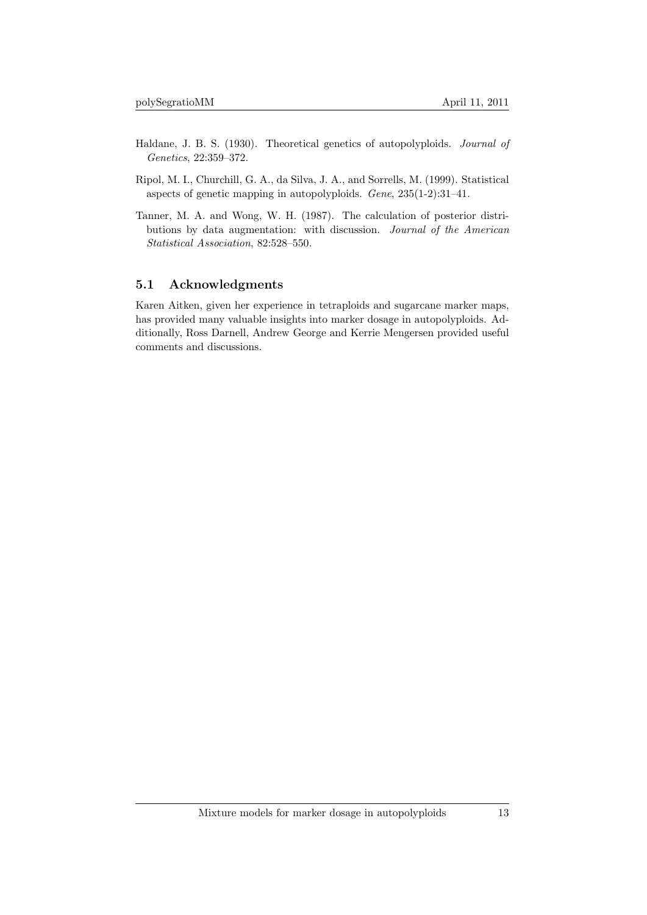Haldane, J. B. S. (1930). Theoretical genetics of autopolyploids. *Journal of Genetics*, 22:359–372.

Ripol, M. I., Churchill, G. A., da Silva, J. A., and Sorrells, M. (1999). Statistical aspects of genetic mapping in autopolyploids. *Gene*, 235(1-2):31–41.

Tanner, M. A. and Wong, W. H. (1987). The calculation of posterior distributions by data augmentation: with discussion. *Journal of the American Statistical Association*, 82:528–550.

## 5.1 Acknowledgments

Karen Aitken, given her experience in tetraploids and sugarcane marker maps, has provided many valuable insights into marker dosage in autopolyploids. Additionally, Ross Darnell, Andrew George and Kerrie Mengersen provided useful comments and discussions.